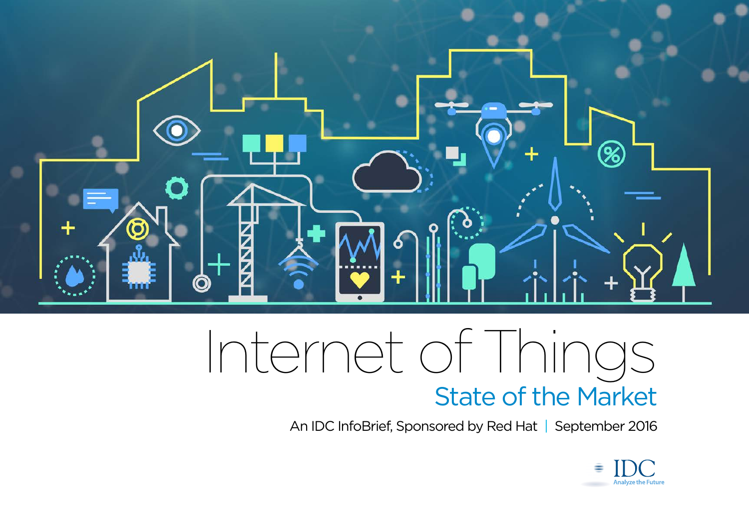# Internet of Things

## State of the Market

An IDC InfoBrief, Sponsored by Red Hat | September 2016

IDC
Analyze the Future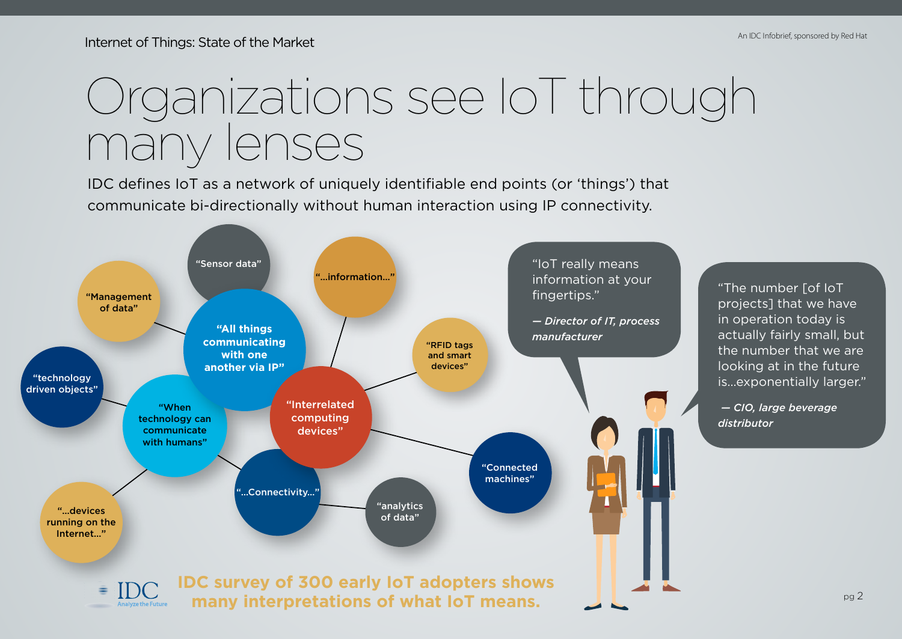# Organizations see IoT through many lenses

IDC defines IoT as a network of uniquely identifiable end points (or 'things') that communicate bi-directionally without human interaction using IP connectivity.

- "Management of data"
- "Sensor data"
- "...information..."
- "All things communicating with one another via IP"
- "RFID tags and smart devices"
- "technology driven objects"
- "When technology can communicate with humans"
- "Interrelated computing devices"
- "Connected machines"
- "...devices running on the Internet..."
- "...Connectivity..."
- "analytics of data"

"IoT really means information at your fingertips."

*— Director of IT, process manufacturer*

"The number [of IoT projects] that we have in operation today is actually fairly small, but the number that we are looking at in the future is...exponentially larger."

*— CIO, large beverage distributor*

**IDC survey of 300 early IoT adopters shows many interpretations of what IoT means.**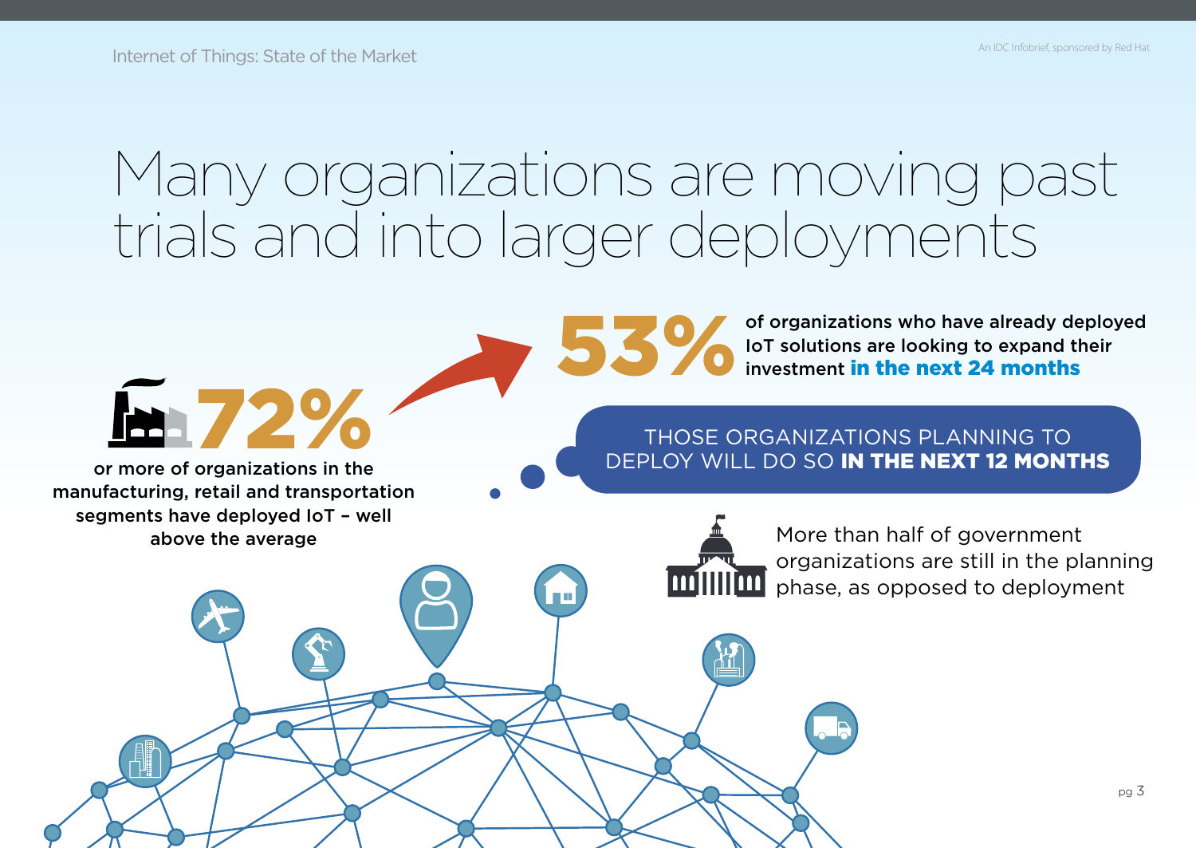# Many organizations are moving past trials and into larger deployments

**72%** or more of organizations in the manufacturing, retail and transportation segments have deployed IoT – well above the average

**53%** of organizations who have already deployed IoT solutions are looking to expand their investment **in the next 24 months**

THOSE ORGANIZATIONS PLANNING TO DEPLOY WILL DO SO **IN THE NEXT 12 MONTHS**

More than half of government organizations are still in the planning phase, as opposed to deployment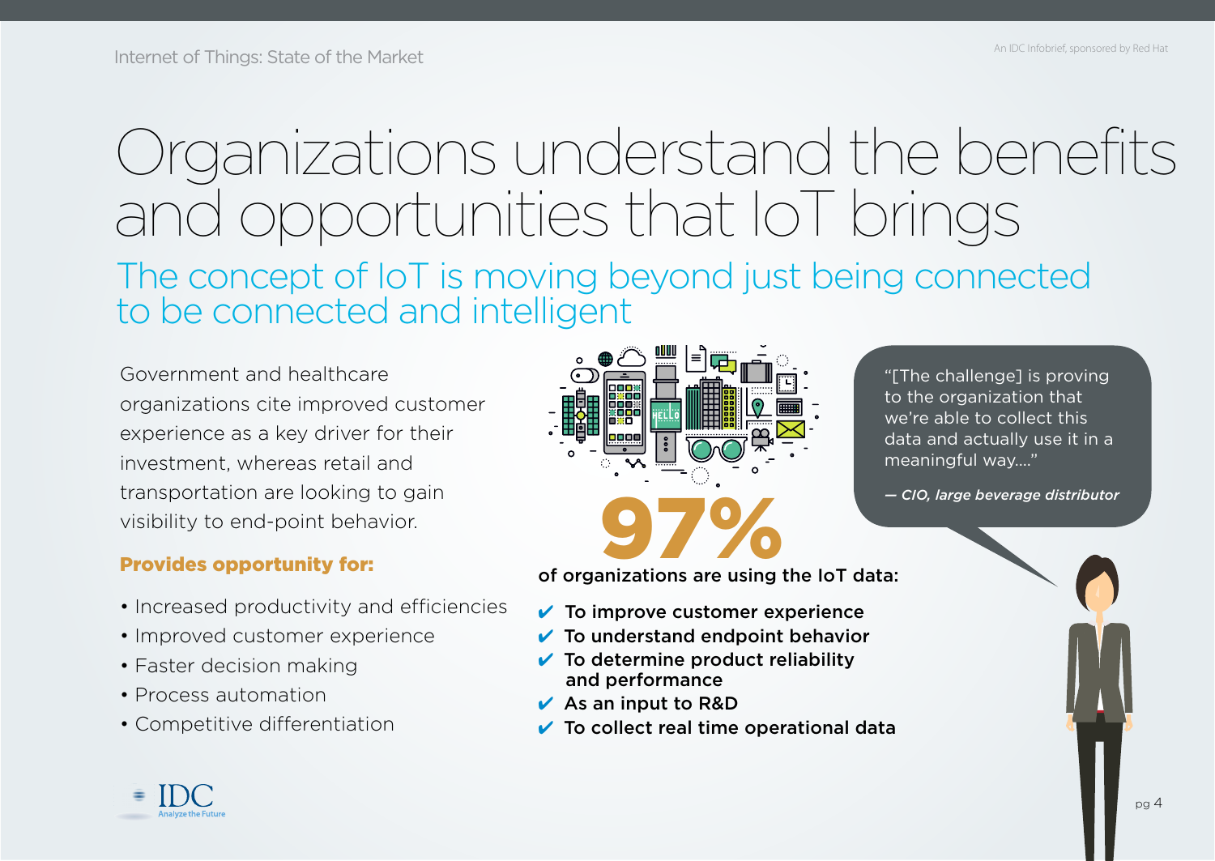# Organizations understand the benefits and opportunities that IoT brings

## The concept of IoT is moving beyond just being connected to be connected and intelligent

Government and healthcare organizations cite improved customer experience as a key driver for their investment, whereas retail and transportation are looking to gain visibility to end-point behavior.

**Provides opportunity for:**

- Increased productivity and efficiencies
- Improved customer experience
- Faster decision making
- Process automation
- Competitive differentiation

**97%**

**of organizations are using the IoT data:**

- ✔ **To improve customer experience**
- ✔ **To understand endpoint behavior**
- ✔ **To determine product reliability and performance**
- ✔ **As an input to R&D**
- ✔ **To collect real time operational data**

"[The challenge] is proving to the organization that we're able to collect this data and actually use it in a meaningful way...."

***— CIO, large beverage distributor***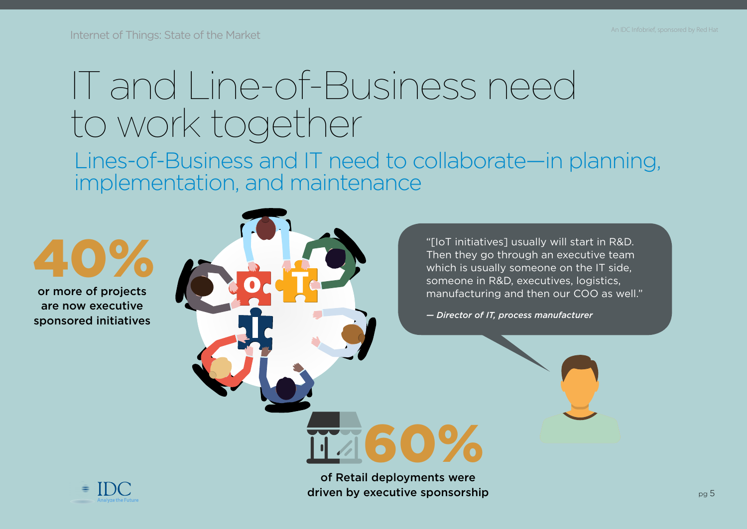# IT and Line-of-Business need to work together

## Lines-of-Business and IT need to collaborate—in planning, implementation, and maintenance

**40%**

or more of projects are now executive sponsored initiatives

"[IoT initiatives] usually will start in R&D. Then they go through an executive team which is usually someone on the IT side, someone in R&D, executives, logistics, manufacturing and then our COO as well."

***— Director of IT, process manufacturer***

**60%**

of Retail deployments were driven by executive sponsorship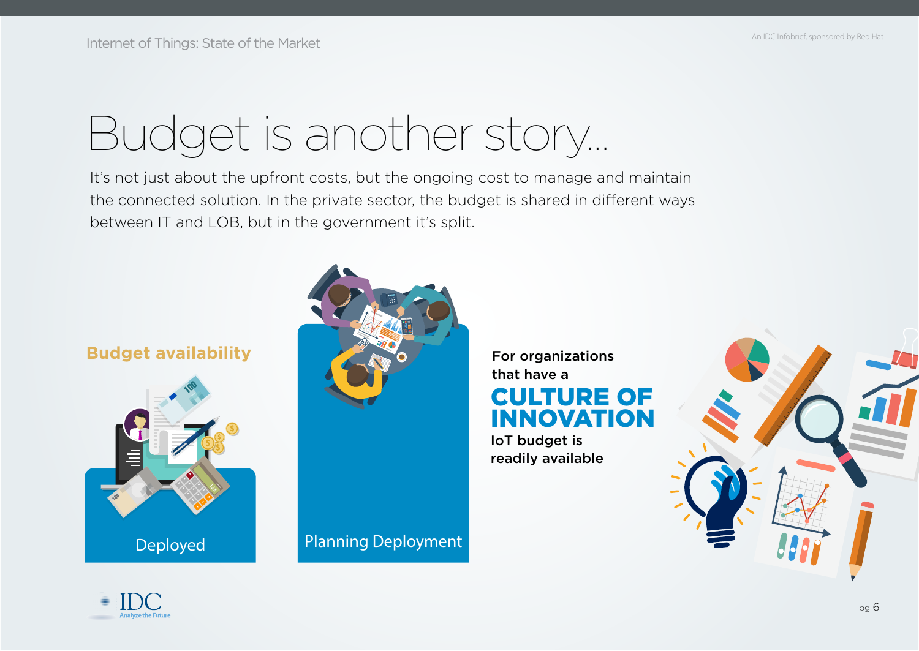# Budget is another story...

It's not just about the upfront costs, but the ongoing cost to manage and maintain the connected solution. In the private sector, the budget is shared in different ways between IT and LOB, but in the government it's split.

## Budget availability

Deployed

Planning Deployment

For organizations that have a

**CULTURE OF INNOVATION**

IoT budget is readily available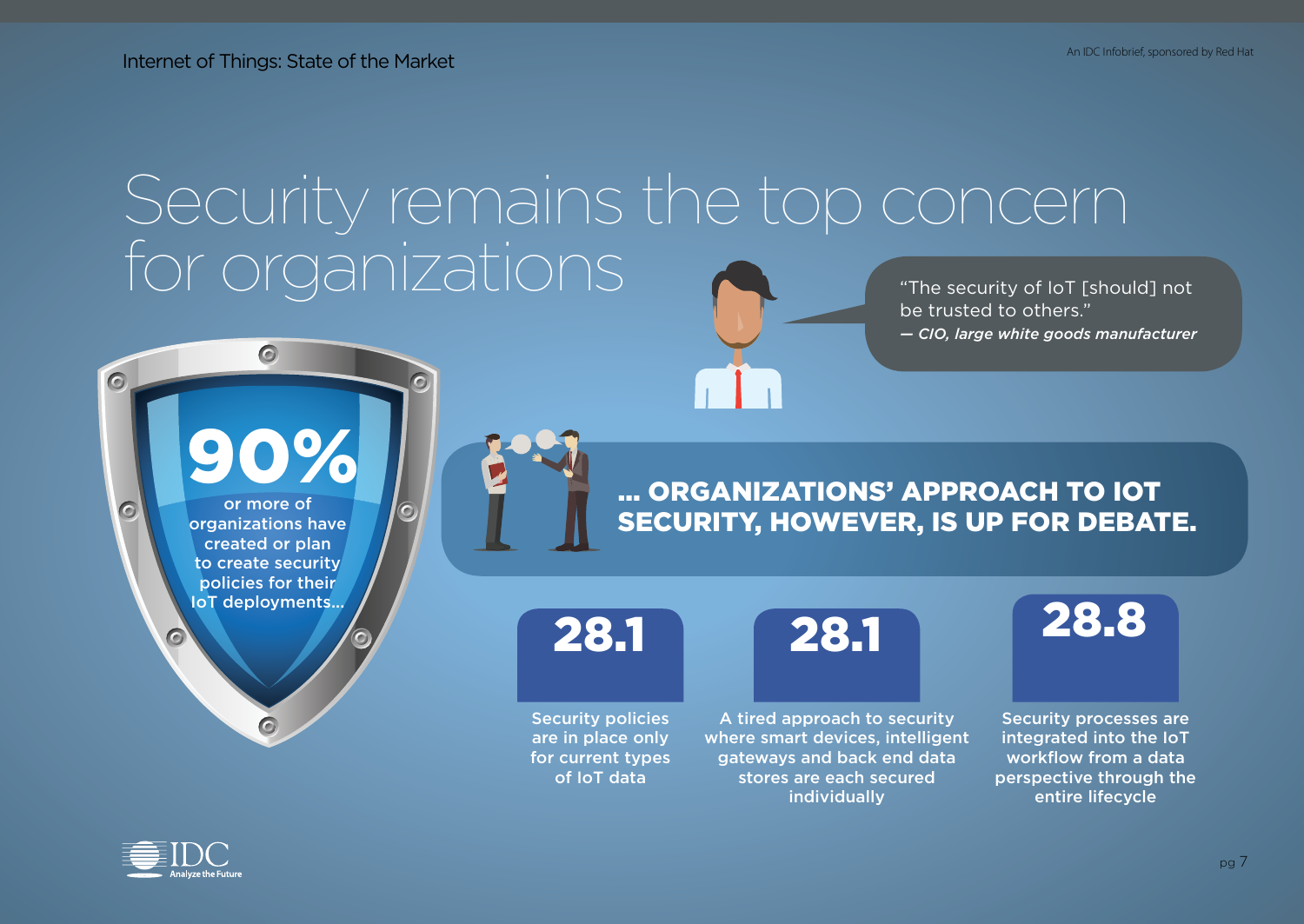# Security remains the top concern for organizations

"The security of IoT [should] not be trusted to others."
*— CIO, large white goods manufacturer*

**90%** or more of organizations have created or plan to create security policies for their IoT deployments...

## ... ORGANIZATIONS' APPROACH TO IOT SECURITY, HOWEVER, IS UP FOR DEBATE.

**28.1**
Security policies are in place only for current types of IoT data

**28.1**
A tired approach to security where smart devices, intelligent gateways and back end data stores are each secured individually

**28.8**
Security processes are integrated into the IoT workflow from a data perspective through the entire lifecycle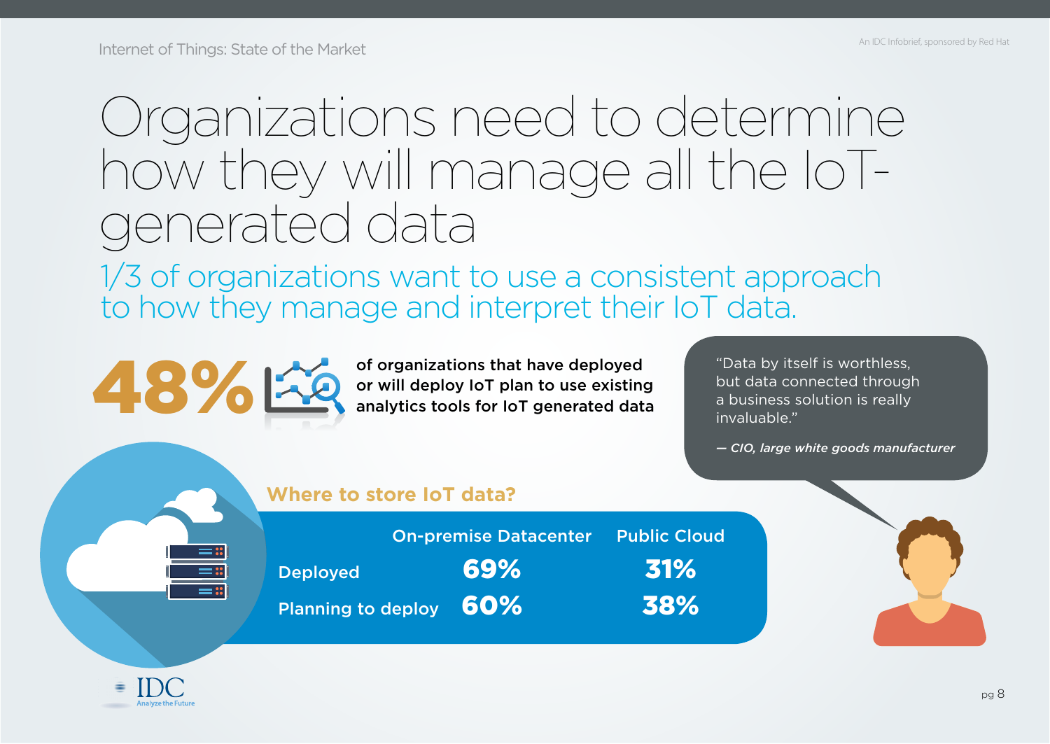# Organizations need to determine how they will manage all the IoT-generated data

## 1/3 of organizations want to use a consistent approach to how they manage and interpret their IoT data.

**48%** of organizations that have deployed or will deploy IoT plan to use existing analytics tools for IoT generated data

"Data by itself is worthless, but data connected through a business solution is really invaluable."

*— CIO, large white goods manufacturer*

### Where to store IoT data?

| | On-premise Datacenter | Public Cloud |
|---|---|---|
| Deployed | 69% | 31% |
| Planning to deploy | 60% | 38% |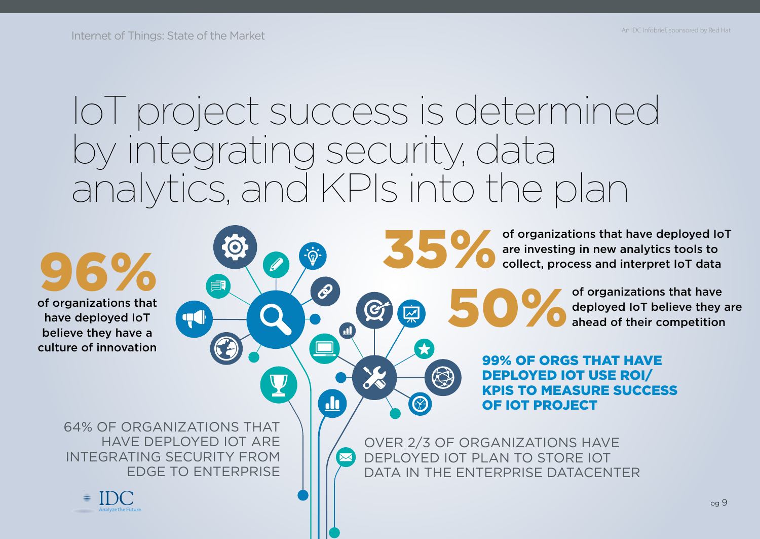# IoT project success is determined by integrating security, data analytics, and KPIs into the plan

**96%** of organizations that have deployed IoT believe they have a culture of innovation

**35%** of organizations that have deployed IoT are investing in new analytics tools to collect, process and interpret IoT data

**50%** of organizations that have deployed IoT believe they are ahead of their competition

**99% OF ORGS THAT HAVE DEPLOYED IOT USE ROI/ KPIS TO MEASURE SUCCESS OF IOT PROJECT**

64% OF ORGANIZATIONS THAT HAVE DEPLOYED IOT ARE INTEGRATING SECURITY FROM EDGE TO ENTERPRISE

OVER 2/3 OF ORGANIZATIONS HAVE DEPLOYED IOT PLAN TO STORE IOT DATA IN THE ENTERPRISE DATACENTER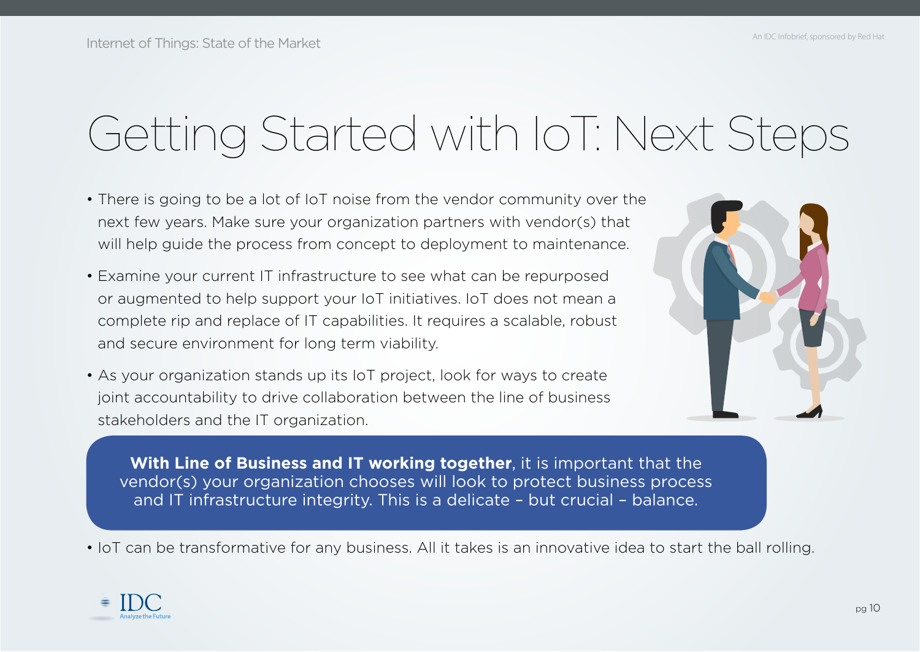# Getting Started with IoT: Next Steps

- There is going to be a lot of IoT noise from the vendor community over the next few years. Make sure your organization partners with vendor(s) that will help guide the process from concept to deployment to maintenance.
- Examine your current IT infrastructure to see what can be repurposed or augmented to help support your IoT initiatives. IoT does not mean a complete rip and replace of IT capabilities. It requires a scalable, robust and secure environment for long term viability.
- As your organization stands up its IoT project, look for ways to create joint accountability to drive collaboration between the line of business stakeholders and the IT organization.

**With Line of Business and IT working together**, it is important that the vendor(s) your organization chooses will look to protect business process and IT infrastructure integrity. This is a delicate – but crucial – balance.

- IoT can be transformative for any business. All it takes is an innovative idea to start the ball rolling.